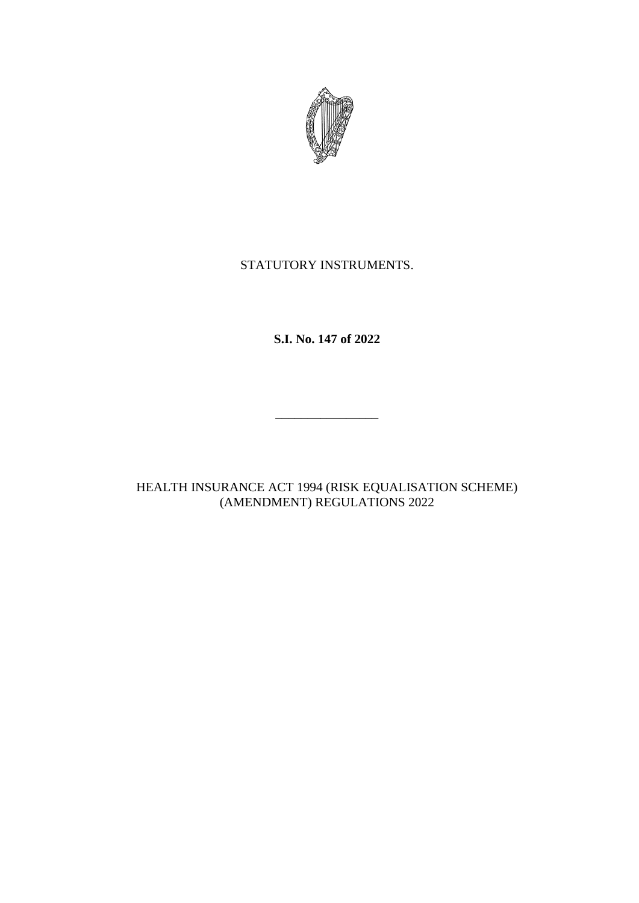STATUTORY INSTRUMENTS.

**S.I. No. 147 of 2022**

________________

HEALTH INSURANCE ACT 1994 (RISK EQUALISATION SCHEME) (AMENDMENT) REGULATIONS 2022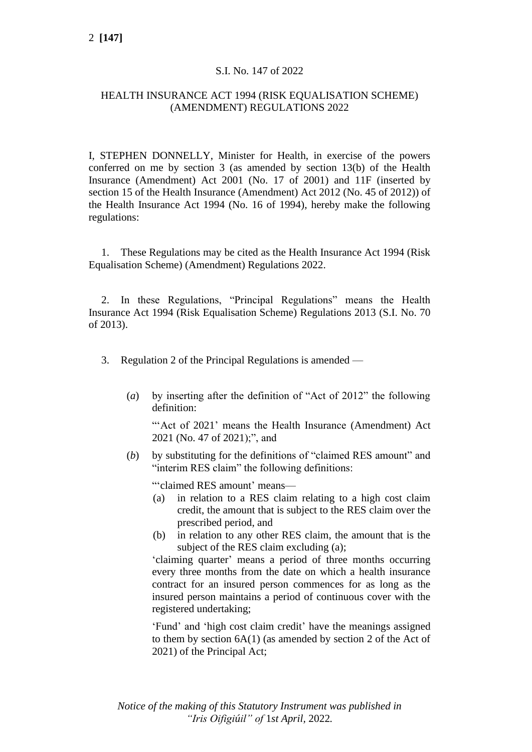S.I. No. 147 of 2022

HEALTH INSURANCE ACT 1994 (RISK EQUALISATION SCHEME) (AMENDMENT) REGULATIONS 2022

I, STEPHEN DONNELLY, Minister for Health, in exercise of the powers conferred on me by section 3 (as amended by section 13(b) of the Health Insurance (Amendment) Act 2001 (No. 17 of 2001) and 11F (inserted by section 15 of the Health Insurance (Amendment) Act 2012 (No. 45 of 2012)) of the Health Insurance Act 1994 (No. 16 of 1994), hereby make the following regulations:

1. These Regulations may be cited as the Health Insurance Act 1994 (Risk Equalisation Scheme) (Amendment) Regulations 2022.

2. In these Regulations, “Principal Regulations” means the Health Insurance Act 1994 (Risk Equalisation Scheme) Regulations 2013 (S.I. No. 70 of 2013).

3. Regulation 2 of the Principal Regulations is amended —

(*a*) by inserting after the definition of “Act of 2012” the following definition:

“‘Act of 2021’ means the Health Insurance (Amendment) Act 2021 (No. 47 of 2021);”, and

(*b*) by substituting for the definitions of “claimed RES amount” and “interim RES claim” the following definitions:

“‘claimed RES amount’ means—

(a) in relation to a RES claim relating to a high cost claim credit, the amount that is subject to the RES claim over the prescribed period, and

(b) in relation to any other RES claim, the amount that is the subject of the RES claim excluding (a);

‘claiming quarter’ means a period of three months occurring every three months from the date on which a health insurance contract for an insured person commences for as long as the insured person maintains a period of continuous cover with the registered undertaking;

‘Fund’ and ‘high cost claim credit’ have the meanings assigned to them by section 6A(1) (as amended by section 2 of the Act of 2021) of the Principal Act;

*Notice of the making of this Statutory Instrument was published in “Iris Oifigiúil” of* 1*st April*, 2022*.*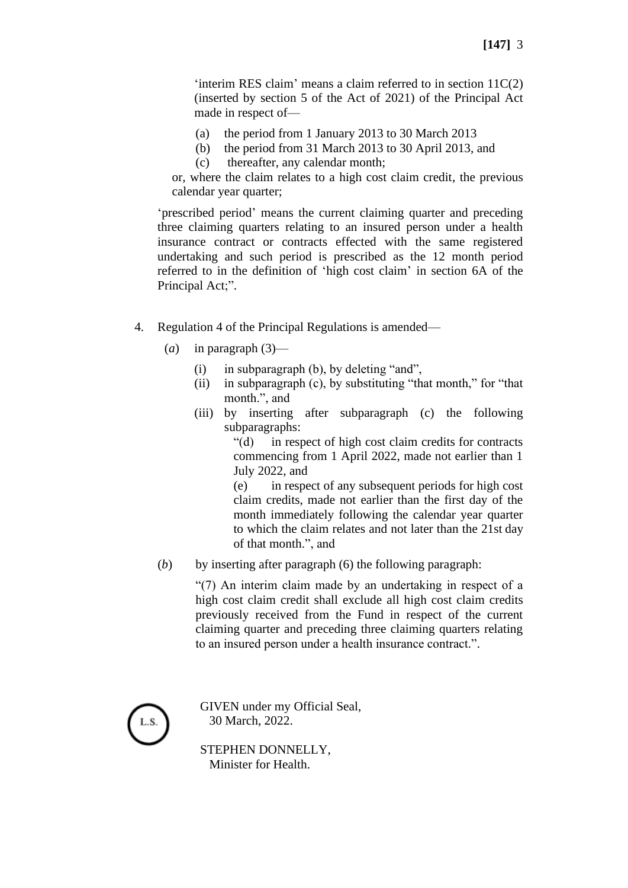'interim RES claim' means a claim referred to in section 11C(2) (inserted by section 5 of the Act of 2021) of the Principal Act made in respect of—

(a) the period from 1 January 2013 to 30 March 2013

(b) the period from 31 March 2013 to 30 April 2013, and

(c) thereafter, any calendar month;

or, where the claim relates to a high cost claim credit, the previous calendar year quarter;

'prescribed period' means the current claiming quarter and preceding three claiming quarters relating to an insured person under a health insurance contract or contracts effected with the same registered undertaking and such period is prescribed as the 12 month period referred to in the definition of 'high cost claim' in section 6A of the Principal Act;".

4. Regulation 4 of the Principal Regulations is amended—

(*a*) in paragraph (3)—

(i) in subparagraph (b), by deleting "and",

(ii) in subparagraph (c), by substituting "that month," for "that month.", and

(iii) by inserting after subparagraph (c) the following subparagraphs:

"(d) in respect of high cost claim credits for contracts commencing from 1 April 2022, made not earlier than 1 July 2022, and

(e) in respect of any subsequent periods for high cost claim credits, made not earlier than the first day of the month immediately following the calendar year quarter to which the claim relates and not later than the 21st day of that month.", and

(*b*) by inserting after paragraph (6) the following paragraph:

"(7) An interim claim made by an undertaking in respect of a high cost claim credit shall exclude all high cost claim credits previously received from the Fund in respect of the current claiming quarter and preceding three claiming quarters relating to an insured person under a health insurance contract.".

L.S.

GIVEN under my Official Seal,
30 March, 2022.

STEPHEN DONNELLY,
Minister for Health.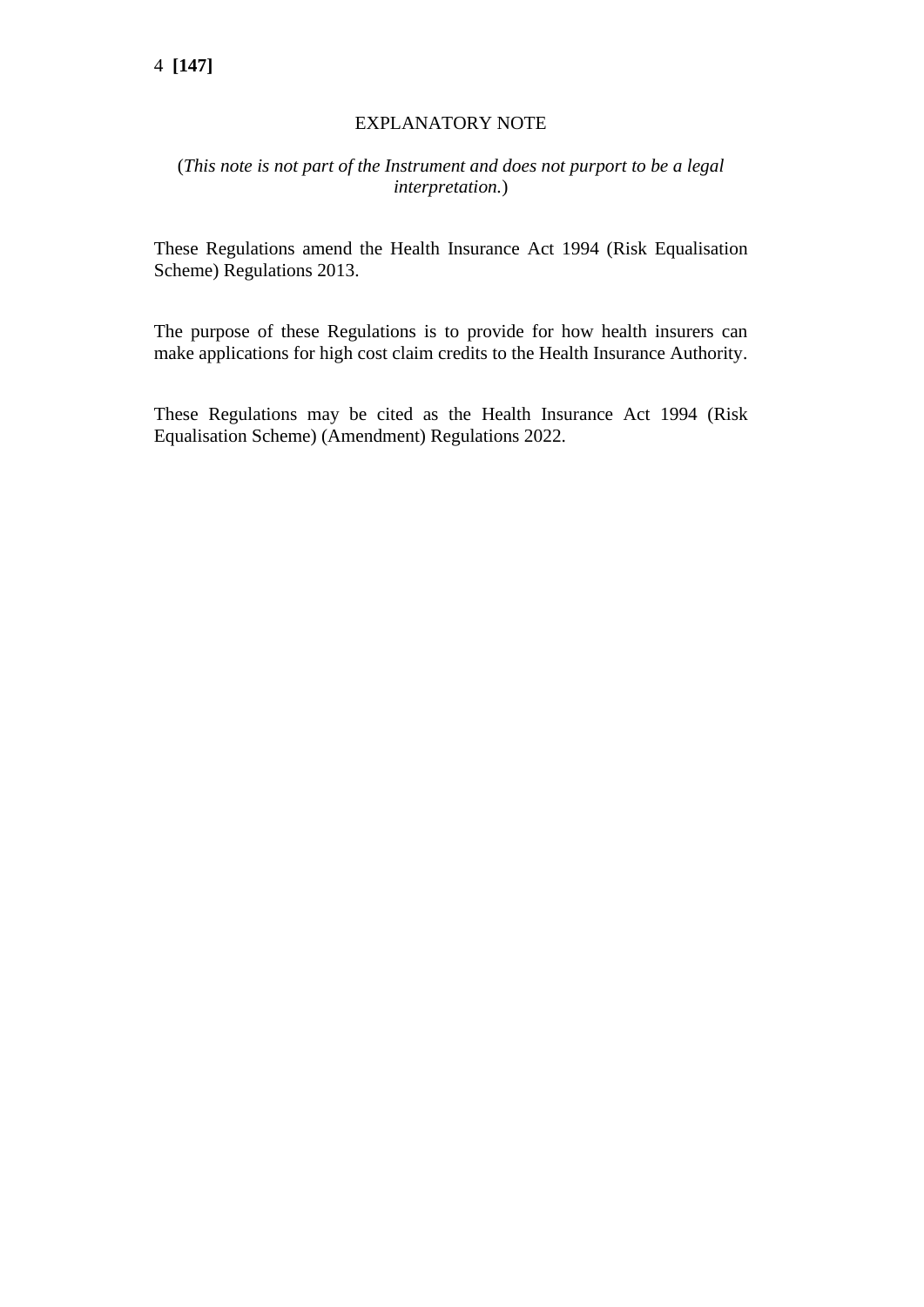## EXPLANATORY NOTE

(*This note is not part of the Instrument and does not purport to be a legal interpretation.*)

These Regulations amend the Health Insurance Act 1994 (Risk Equalisation Scheme) Regulations 2013.

The purpose of these Regulations is to provide for how health insurers can make applications for high cost claim credits to the Health Insurance Authority.

These Regulations may be cited as the Health Insurance Act 1994 (Risk Equalisation Scheme) (Amendment) Regulations 2022.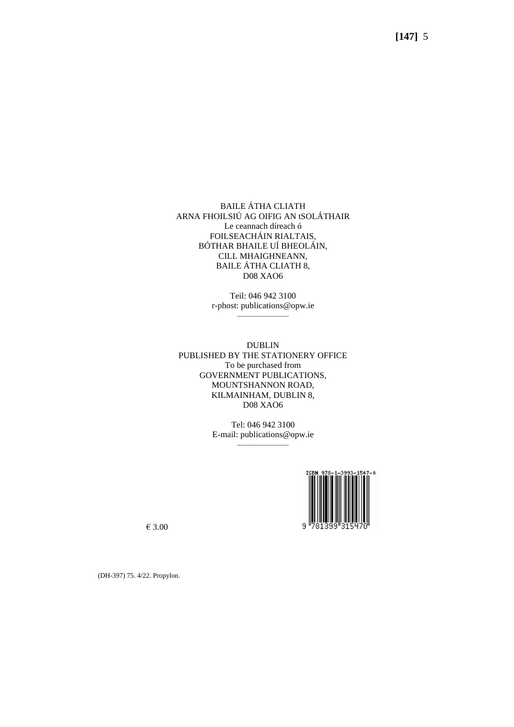BAILE ÁTHA CLIATH
ARNA FHOILSIÚ AG OIFIG AN tSOLÁTHAIR
Le ceannach díreach ó
FOILSEACHÁIN RIALTAIS,
BÓTHAR BHAILE UÍ BHEOLÁIN,
CILL MHAIGHNEANN,
BAILE ÁTHA CLIATH 8,
D08 XAO6

Teil: 046 942 3100
r-phost: publications@opw.ie

---

DUBLIN
PUBLISHED BY THE STATIONERY OFFICE
To be purchased from
GOVERNMENT PUBLICATIONS,
MOUNTSHANNON ROAD,
KILMAINHAM, DUBLIN 8,
D08 XAO6

Tel: 046 942 3100
E-mail: publications@opw.ie

---

ISBN 978-1-3993-1547-0

9 781399 315470

€ 3.00

(DH-397) 75. 4/22. Propylon.